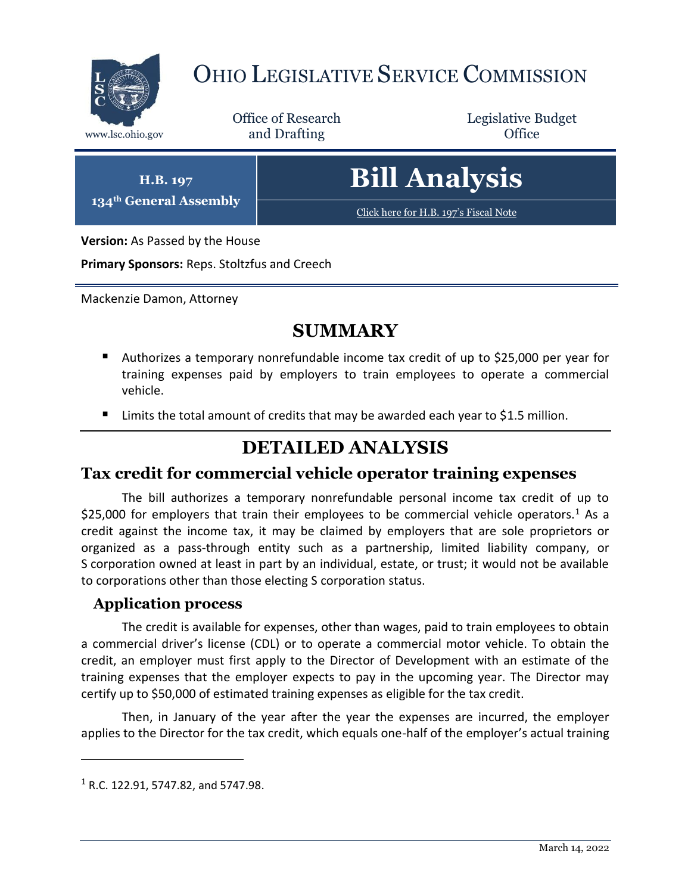# OHIO LEGISLATIVE SERVICE COMMISSION

www.lsc.ohio.gov

Office of Research and Drafting

Legislative Budget Office

**H.B. 197**
**134th General Assembly**

# Bill Analysis

Click here for H.B. 197's Fiscal Note

**Version:** As Passed by the House

**Primary Sponsors:** Reps. Stoltzfus and Creech

Mackenzie Damon, Attorney

## SUMMARY

- Authorizes a temporary nonrefundable income tax credit of up to $25,000 per year for training expenses paid by employers to train employees to operate a commercial vehicle.
- Limits the total amount of credits that may be awarded each year to $1.5 million.

## DETAILED ANALYSIS

### Tax credit for commercial vehicle operator training expenses

The bill authorizes a temporary nonrefundable personal income tax credit of up to $25,000 for employers that train their employees to be commercial vehicle operators.[1] As a credit against the income tax, it may be claimed by employers that are sole proprietors or organized as a pass-through entity such as a partnership, limited liability company, or S corporation owned at least in part by an individual, estate, or trust; it would not be available to corporations other than those electing S corporation status.

#### Application process

The credit is available for expenses, other than wages, paid to train employees to obtain a commercial driver's license (CDL) or to operate a commercial motor vehicle. To obtain the credit, an employer must first apply to the Director of Development with an estimate of the training expenses that the employer expects to pay in the upcoming year. The Director may certify up to $50,000 of estimated training expenses as eligible for the tax credit.

Then, in January of the year after the year the expenses are incurred, the employer applies to the Director for the tax credit, which equals one-half of the employer's actual training

[1] R.C. 122.91, 5747.82, and 5747.98.

March 14, 2022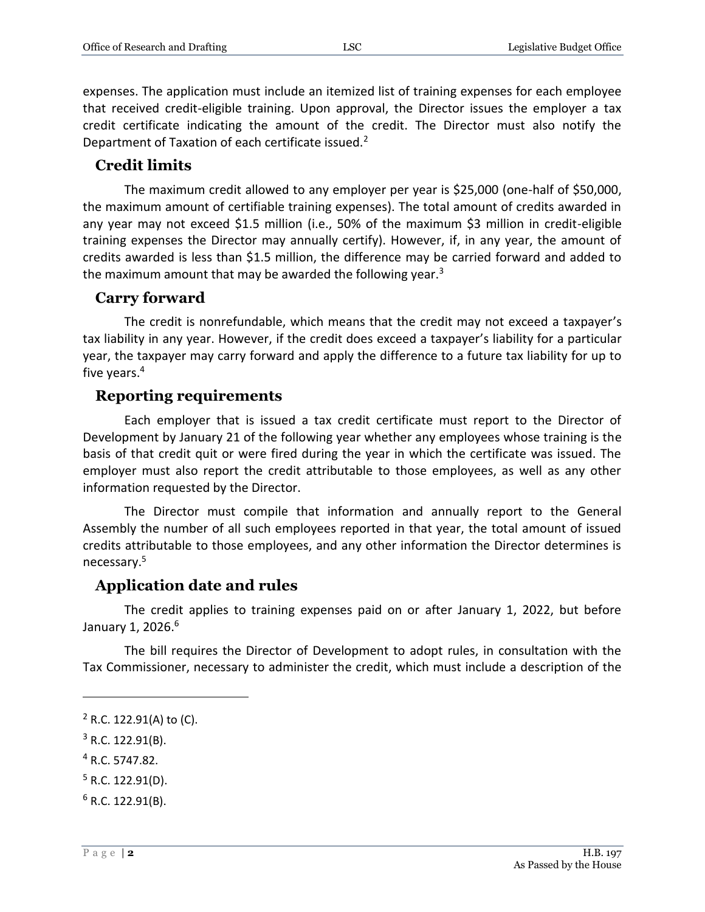expenses. The application must include an itemized list of training expenses for each employee that received credit-eligible training. Upon approval, the Director issues the employer a tax credit certificate indicating the amount of the credit. The Director must also notify the Department of Taxation of each certificate issued.[2]

## Credit limits

The maximum credit allowed to any employer per year is $25,000 (one-half of $50,000, the maximum amount of certifiable training expenses). The total amount of credits awarded in any year may not exceed $1.5 million (i.e., 50% of the maximum $3 million in credit-eligible training expenses the Director may annually certify). However, if, in any year, the amount of credits awarded is less than $1.5 million, the difference may be carried forward and added to the maximum amount that may be awarded the following year.[3]

## Carry forward

The credit is nonrefundable, which means that the credit may not exceed a taxpayer's tax liability in any year. However, if the credit does exceed a taxpayer's liability for a particular year, the taxpayer may carry forward and apply the difference to a future tax liability for up to five years.[4]

## Reporting requirements

Each employer that is issued a tax credit certificate must report to the Director of Development by January 21 of the following year whether any employees whose training is the basis of that credit quit or were fired during the year in which the certificate was issued. The employer must also report the credit attributable to those employees, as well as any other information requested by the Director.

The Director must compile that information and annually report to the General Assembly the number of all such employees reported in that year, the total amount of issued credits attributable to those employees, and any other information the Director determines is necessary.[5]

## Application date and rules

The credit applies to training expenses paid on or after January 1, 2022, but before January 1, 2026.[6]

The bill requires the Director of Development to adopt rules, in consultation with the Tax Commissioner, necessary to administer the credit, which must include a description of the

---

[2] R.C. 122.91(A) to (C).

[3] R.C. 122.91(B).

[4] R.C. 5747.82.

[5] R.C. 122.91(D).

[6] R.C. 122.91(B).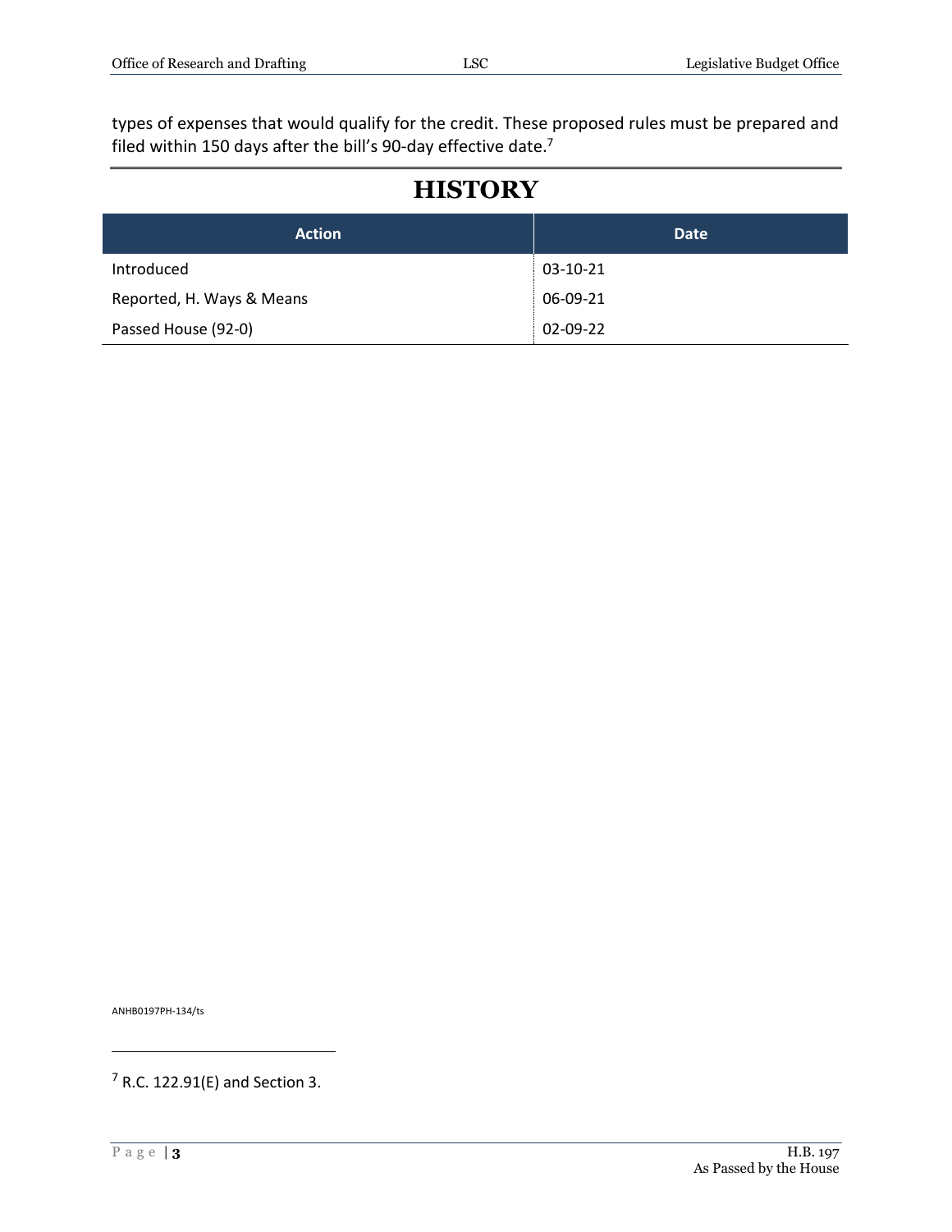types of expenses that would qualify for the credit. These proposed rules must be prepared and filed within 150 days after the bill's 90-day effective date.[7]

## HISTORY

| Action | Date |
|---|---|
| Introduced | 03-10-21 |
| Reported, H. Ways & Means | 06-09-21 |
| Passed House (92-0) | 02-09-22 |

ANHB0197PH-134/ts

[7] R.C. 122.91(E) and Section 3.